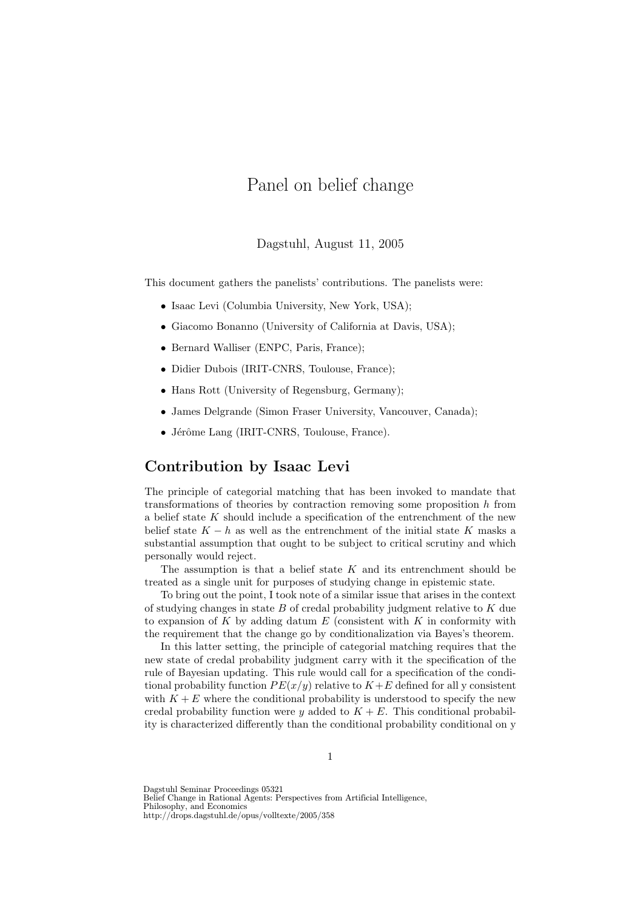# Panel on belief change

Dagstuhl, August 11, 2005

This document gathers the panelists' contributions. The panelists were:

- Isaac Levi (Columbia University, New York, USA);
- Giacomo Bonanno (University of California at Davis, USA);
- Bernard Walliser (ENPC, Paris, France);
- Didier Dubois (IRIT-CNRS, Toulouse, France);
- Hans Rott (University of Regensburg, Germany);
- James Delgrande (Simon Fraser University, Vancouver, Canada);
- Jérôme Lang (IRIT-CNRS, Toulouse, France).

## Contribution by Isaac Levi

The principle of categorial matching that has been invoked to mandate that transformations of theories by contraction removing some proposition $h$ from a belief state $K$ should include a specification of the entrenchment of the new belief state $K - h$ as well as the entrenchment of the initial state $K$ masks a substantial assumption that ought to be subject to critical scrutiny and which personally would reject.

The assumption is that a belief state $K$ and its entrenchment should be treated as a single unit for purposes of studying change in epistemic state.

To bring out the point, I took note of a similar issue that arises in the context of studying changes in state $B$ of credal probability judgment relative to $K$ due to expansion of $K$ by adding datum $E$ (consistent with $K$ in conformity with the requirement that the change go by conditionalization via Bayes's theorem.

In this latter setting, the principle of categorial matching requires that the new state of credal probability judgment carry with it the specification of the rule of Bayesian updating. This rule would call for a specification of the conditional probability function $PE(x/y)$ relative to $K+E$ defined for all y consistent with $K+E$ where the conditional probability is understood to specify the new credal probability function were $y$ added to $K+E$. This conditional probability is characterized differently than the conditional probability conditional on y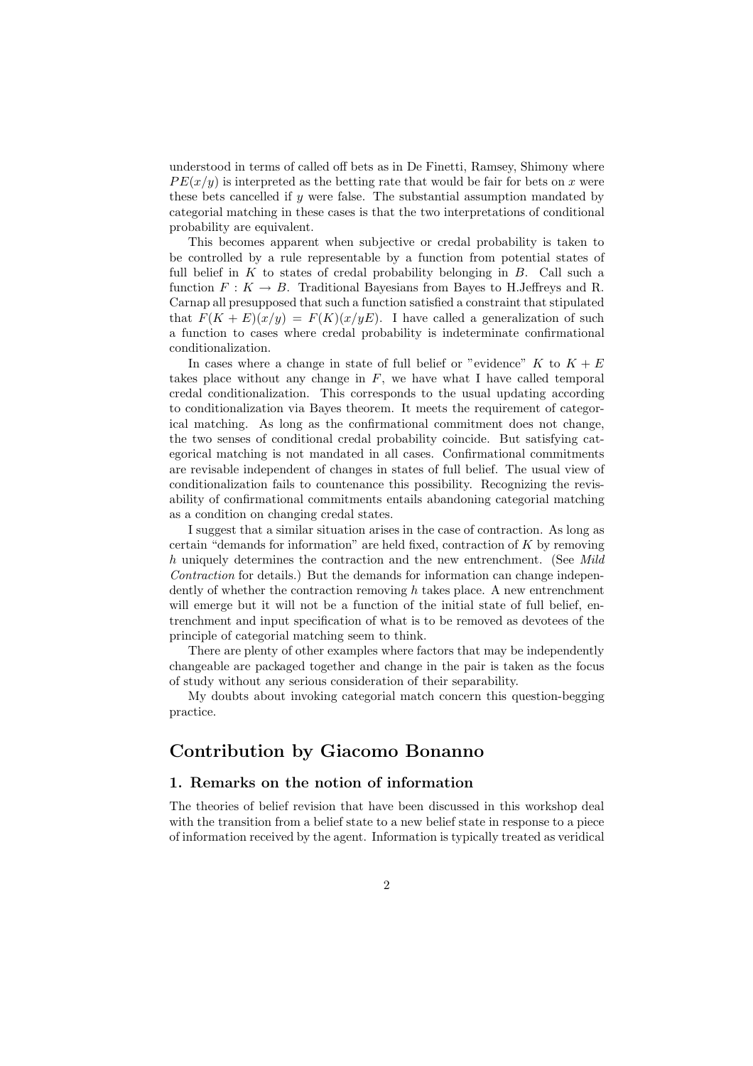understood in terms of called off bets as in De Finetti, Ramsey, Shimony where $PE(x/y)$ is interpreted as the betting rate that would be fair for bets on $x$ were these bets cancelled if $y$ were false. The substantial assumption mandated by categorial matching in these cases is that the two interpretations of conditional probability are equivalent.

This becomes apparent when subjective or credal probability is taken to be controlled by a rule representable by a function from potential states of full belief in $K$ to states of credal probability belonging in $B$. Call such a function $F : K \rightarrow B$. Traditional Bayesians from Bayes to H.Jeffreys and R. Carnap all presupposed that such a function satisfied a constraint that stipulated that $F(K + E)(x/y) = F(K)(x/yE)$. I have called a generalization of such a function to cases where credal probability is indeterminate confirmational conditionalization.

In cases where a change in state of full belief or "evidence" $K$ to $K + E$ takes place without any change in $F$, we have what I have called temporal credal conditionalization. This corresponds to the usual updating according to conditionalization via Bayes theorem. It meets the requirement of categorical matching. As long as the confirmational commitment does not change, the two senses of conditional credal probability coincide. But satisfying categorical matching is not mandated in all cases. Confirmational commitments are revisable independent of changes in states of full belief. The usual view of conditionalization fails to countenance this possibility. Recognizing the revisability of confirmational commitments entails abandoning categorial matching as a condition on changing credal states.

I suggest that a similar situation arises in the case of contraction. As long as certain "demands for information" are held fixed, contraction of $K$ by removing $h$ uniquely determines the contraction and the new entrenchment. (See *Mild Contraction* for details.) But the demands for information can change independently of whether the contraction removing $h$ takes place. A new entrenchment will emerge but it will not be a function of the initial state of full belief, entrenchment and input specification of what is to be removed as devotees of the principle of categorial matching seem to think.

There are plenty of other examples where factors that may be independently changeable are packaged together and change in the pair is taken as the focus of study without any serious consideration of their separability.

My doubts about invoking categorial match concern this question-begging practice.

## Contribution by Giacomo Bonanno

### 1. Remarks on the notion of information

The theories of belief revision that have been discussed in this workshop deal with the transition from a belief state to a new belief state in response to a piece of information received by the agent. Information is typically treated as veridical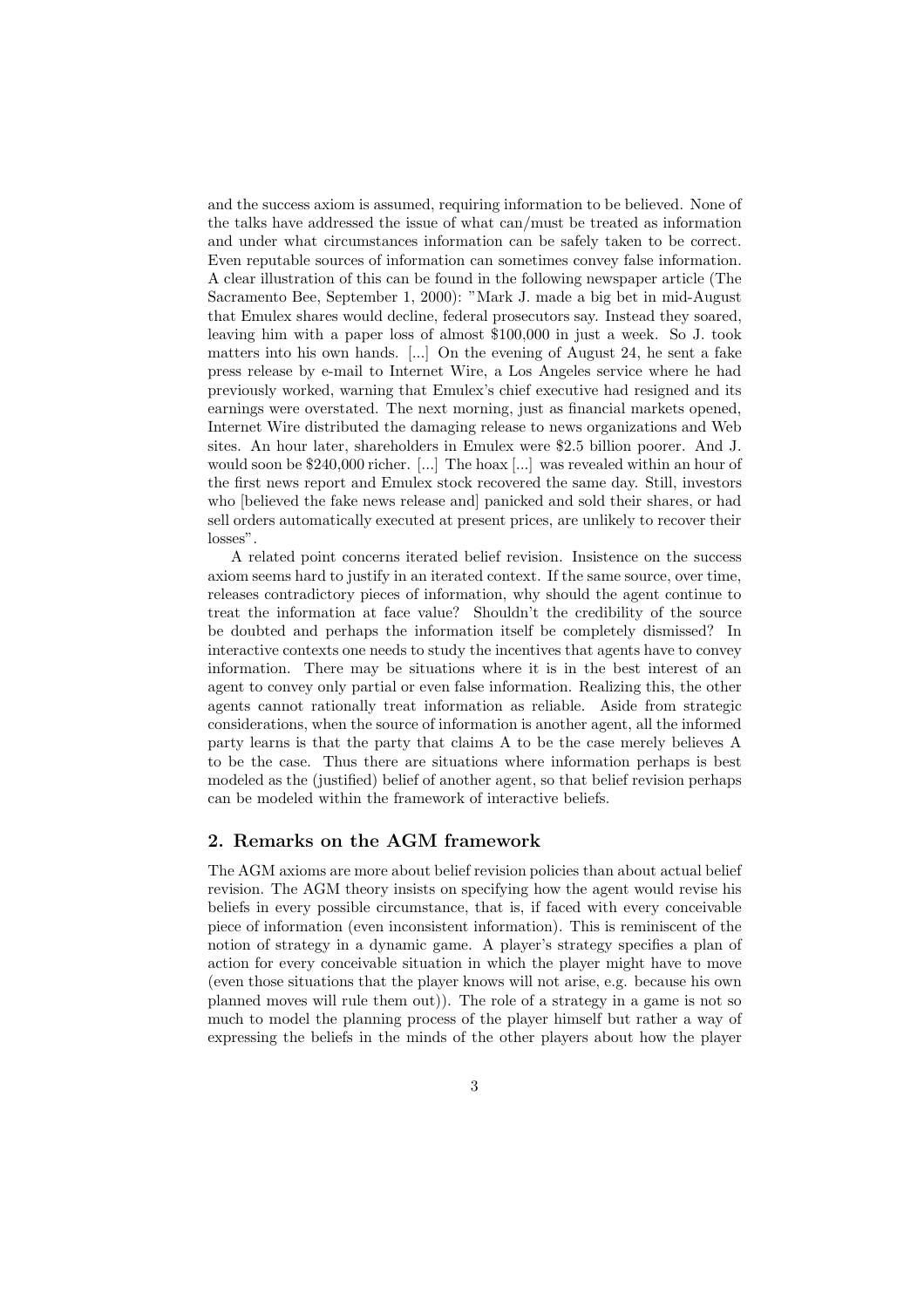and the success axiom is assumed, requiring information to be believed. None of the talks have addressed the issue of what can/must be treated as information and under what circumstances information can be safely taken to be correct. Even reputable sources of information can sometimes convey false information. A clear illustration of this can be found in the following newspaper article (The Sacramento Bee, September 1, 2000): "Mark J. made a big bet in mid-August that Emulex shares would decline, federal prosecutors say. Instead they soared, leaving him with a paper loss of almost $100,000 in just a week. So J. took matters into his own hands. [...] On the evening of August 24, he sent a fake press release by e-mail to Internet Wire, a Los Angeles service where he had previously worked, warning that Emulex's chief executive had resigned and its earnings were overstated. The next morning, just as financial markets opened, Internet Wire distributed the damaging release to news organizations and Web sites. An hour later, shareholders in Emulex were $2.5 billion poorer. And J. would soon be $240,000 richer. [...] The hoax [...] was revealed within an hour of the first news report and Emulex stock recovered the same day. Still, investors who [believed the fake news release and] panicked and sold their shares, or had sell orders automatically executed at present prices, are unlikely to recover their losses".

A related point concerns iterated belief revision. Insistence on the success axiom seems hard to justify in an iterated context. If the same source, over time, releases contradictory pieces of information, why should the agent continue to treat the information at face value? Shouldn't the credibility of the source be doubted and perhaps the information itself be completely dismissed? In interactive contexts one needs to study the incentives that agents have to convey information. There may be situations where it is in the best interest of an agent to convey only partial or even false information. Realizing this, the other agents cannot rationally treat information as reliable. Aside from strategic considerations, when the source of information is another agent, all the informed party learns is that the party that claims A to be the case merely believes A to be the case. Thus there are situations where information perhaps is best modeled as the (justified) belief of another agent, so that belief revision perhaps can be modeled within the framework of interactive beliefs.

## 2. Remarks on the AGM framework

The AGM axioms are more about belief revision policies than about actual belief revision. The AGM theory insists on specifying how the agent would revise his beliefs in every possible circumstance, that is, if faced with every conceivable piece of information (even inconsistent information). This is reminiscent of the notion of strategy in a dynamic game. A player's strategy specifies a plan of action for every conceivable situation in which the player might have to move (even those situations that the player knows will not arise, e.g. because his own planned moves will rule them out)). The role of a strategy in a game is not so much to model the planning process of the player himself but rather a way of expressing the beliefs in the minds of the other players about how the player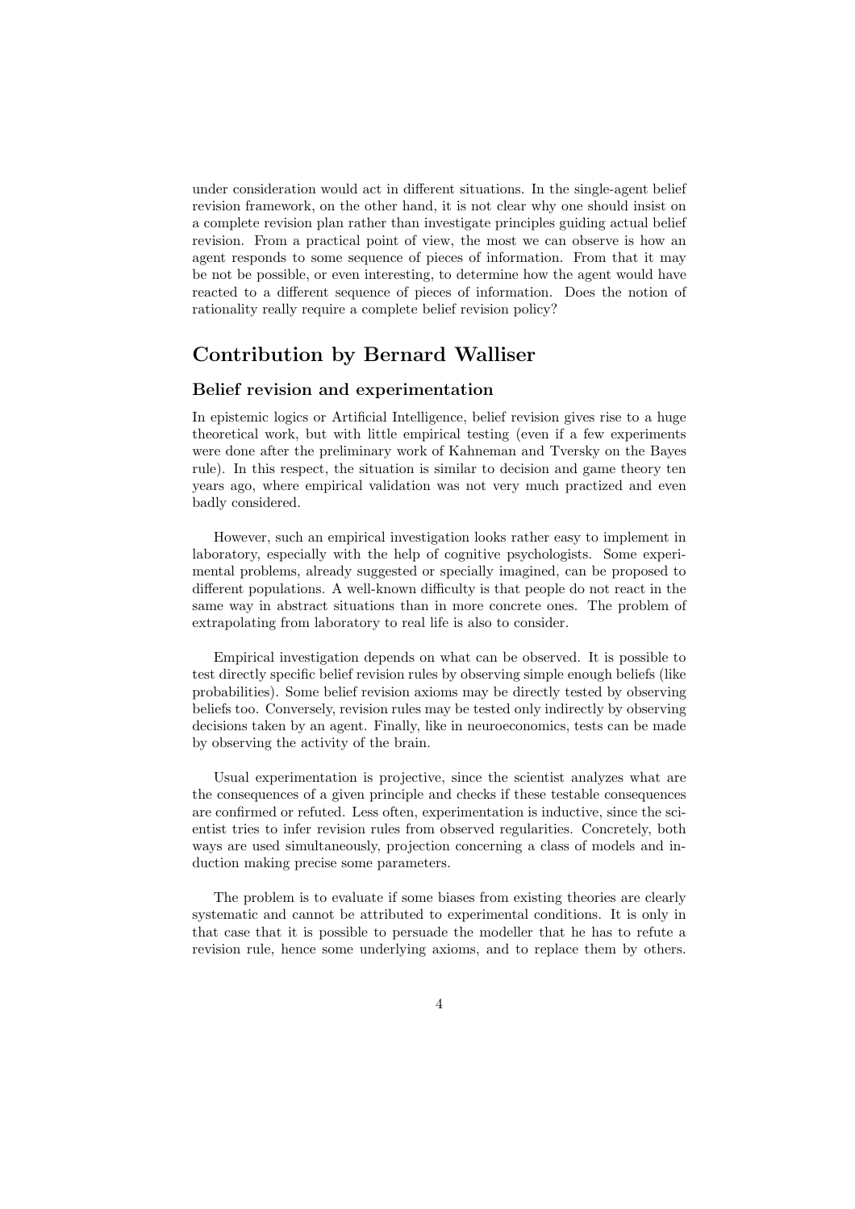under consideration would act in different situations. In the single-agent belief revision framework, on the other hand, it is not clear why one should insist on a complete revision plan rather than investigate principles guiding actual belief revision. From a practical point of view, the most we can observe is how an agent responds to some sequence of pieces of information. From that it may be not be possible, or even interesting, to determine how the agent would have reacted to a different sequence of pieces of information. Does the notion of rationality really require a complete belief revision policy?

## Contribution by Bernard Walliser

### Belief revision and experimentation

In epistemic logics or Artificial Intelligence, belief revision gives rise to a huge theoretical work, but with little empirical testing (even if a few experiments were done after the preliminary work of Kahneman and Tversky on the Bayes rule). In this respect, the situation is similar to decision and game theory ten years ago, where empirical validation was not very much practized and even badly considered.

However, such an empirical investigation looks rather easy to implement in laboratory, especially with the help of cognitive psychologists. Some experimental problems, already suggested or specially imagined, can be proposed to different populations. A well-known difficulty is that people do not react in the same way in abstract situations than in more concrete ones. The problem of extrapolating from laboratory to real life is also to consider.

Empirical investigation depends on what can be observed. It is possible to test directly specific belief revision rules by observing simple enough beliefs (like probabilities). Some belief revision axioms may be directly tested by observing beliefs too. Conversely, revision rules may be tested only indirectly by observing decisions taken by an agent. Finally, like in neuroeconomics, tests can be made by observing the activity of the brain.

Usual experimentation is projective, since the scientist analyzes what are the consequences of a given principle and checks if these testable consequences are confirmed or refuted. Less often, experimentation is inductive, since the scientist tries to infer revision rules from observed regularities. Concretely, both ways are used simultaneously, projection concerning a class of models and induction making precise some parameters.

The problem is to evaluate if some biases from existing theories are clearly systematic and cannot be attributed to experimental conditions. It is only in that case that it is possible to persuade the modeller that he has to refute a revision rule, hence some underlying axioms, and to replace them by others.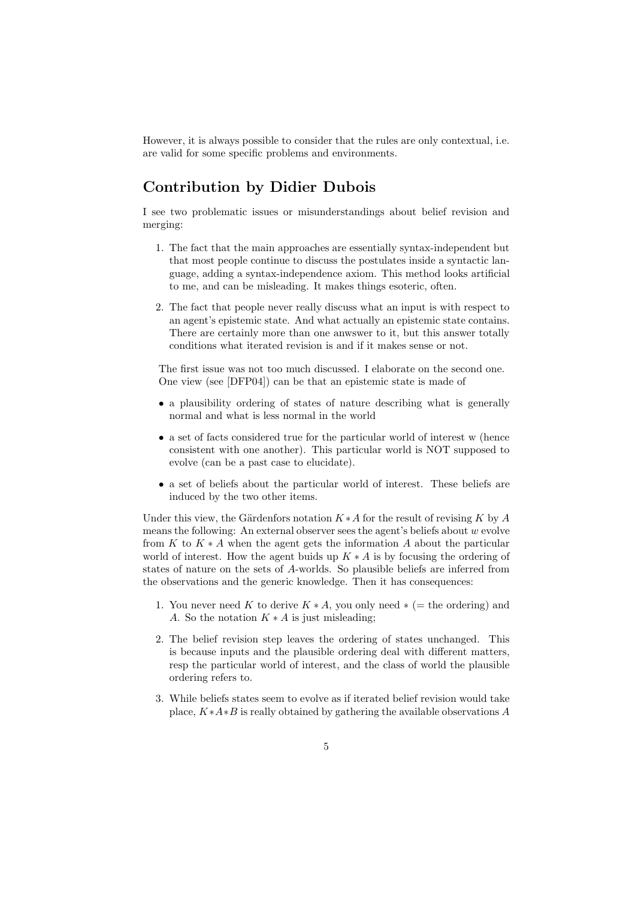However, it is always possible to consider that the rules are only contextual, i.e. are valid for some specific problems and environments.

## Contribution by Didier Dubois

I see two problematic issues or misunderstandings about belief revision and merging:

1. The fact that the main approaches are essentially syntax-independent but that most people continue to discuss the postulates inside a syntactic language, adding a syntax-independence axiom. This method looks artificial to me, and can be misleading. It makes things esoteric, often.
2. The fact that people never really discuss what an input is with respect to an agent's epistemic state. And what actually an epistemic state contains. There are certainly more than one anwswer to it, but this answer totally conditions what iterated revision is and if it makes sense or not.

The first issue was not too much discussed. I elaborate on the second one. One view (see [DFP04]) can be that an epistemic state is made of

- a plausibility ordering of states of nature describing what is generally normal and what is less normal in the world
- a set of facts considered true for the particular world of interest w (hence consistent with one another). This particular world is NOT supposed to evolve (can be a past case to elucidate).
- a set of beliefs about the particular world of interest. These beliefs are induced by the two other items.

Under this view, the Gärdenfors notation $K * A$ for the result of revising $K$ by $A$ means the following: An external observer sees the agent's beliefs about $w$ evolve from $K$ to $K * A$ when the agent gets the information $A$ about the particular world of interest. How the agent buids up $K * A$ is by focusing the ordering of states of nature on the sets of $A$-worlds. So plausible beliefs are inferred from the observations and the generic knowledge. Then it has consequences:

1. You never need $K$ to derive $K * A$, you only need $*$ (= the ordering) and $A$. So the notation $K * A$ is just misleading;
2. The belief revision step leaves the ordering of states unchanged. This is because inputs and the plausible ordering deal with different matters, resp the particular world of interest, and the class of world the plausible ordering refers to.
3. While beliefs states seem to evolve as if iterated belief revision would take place, $K * A * B$ is really obtained by gathering the available observations $A$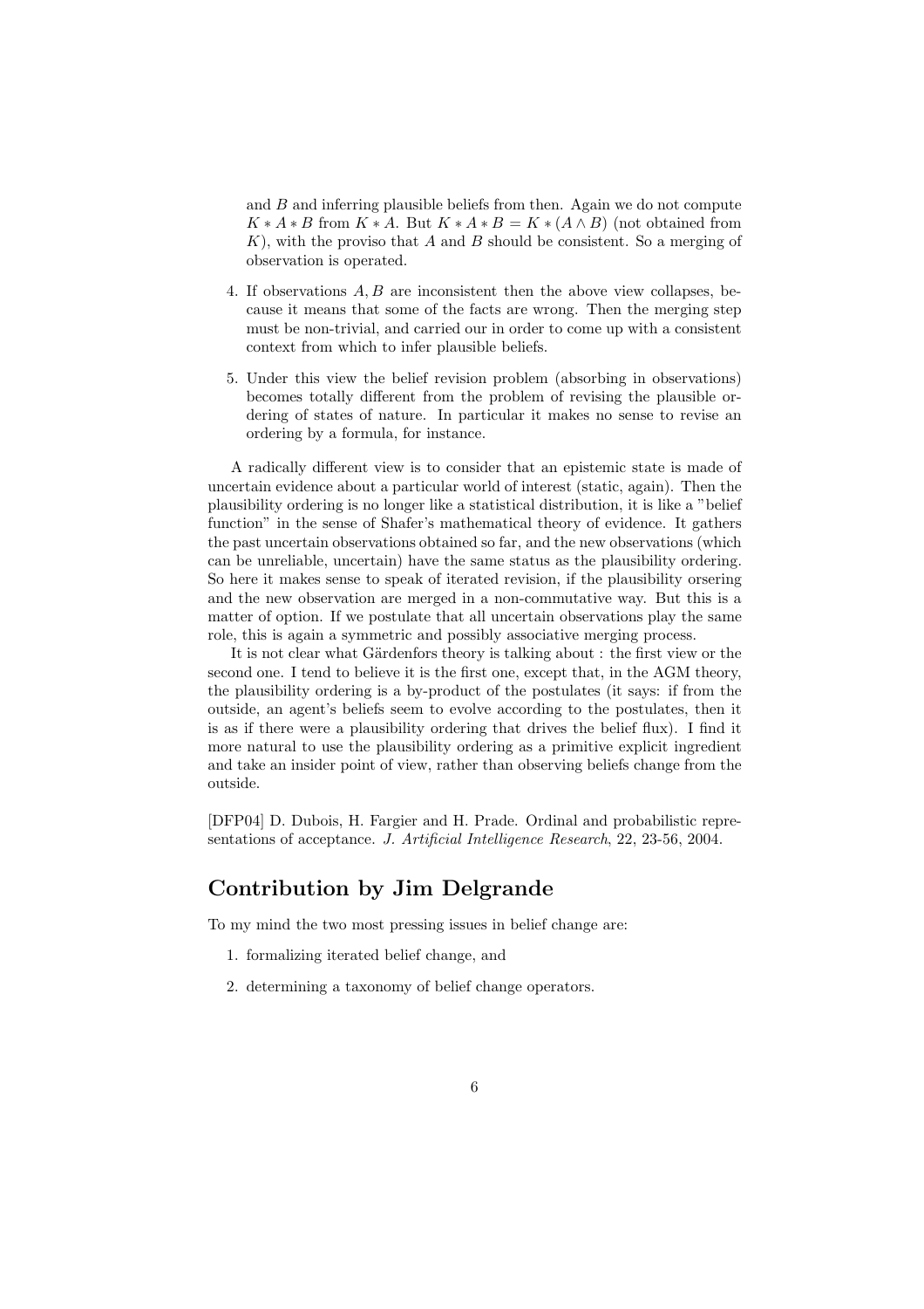and $B$ and inferring plausible beliefs from then. Again we do not compute $K * A * B$ from $K * A$. But $K * A * B = K * (A \wedge B)$ (not obtained from $K$), with the proviso that $A$ and $B$ should be consistent. So a merging of observation is operated.

4. If observations $A, B$ are inconsistent then the above view collapses, because it means that some of the facts are wrong. Then the merging step must be non-trivial, and carried our in order to come up with a consistent context from which to infer plausible beliefs.

5. Under this view the belief revision problem (absorbing in observations) becomes totally different from the problem of revising the plausible ordering of states of nature. In particular it makes no sense to revise an ordering by a formula, for instance.

A radically different view is to consider that an epistemic state is made of uncertain evidence about a particular world of interest (static, again). Then the plausibility ordering is no longer like a statistical distribution, it is like a "belief function" in the sense of Shafer's mathematical theory of evidence. It gathers the past uncertain observations obtained so far, and the new observations (which can be unreliable, uncertain) have the same status as the plausibility ordering. So here it makes sense to speak of iterated revision, if the plausibility orsering and the new observation are merged in a non-commutative way. But this is a matter of option. If we postulate that all uncertain observations play the same role, this is again a symmetric and possibly associative merging process.

It is not clear what Gärdenfors theory is talking about : the first view or the second one. I tend to believe it is the first one, except that, in the AGM theory, the plausibility ordering is a by-product of the postulates (it says: if from the outside, an agent's beliefs seem to evolve according to the postulates, then it is as if there were a plausibility ordering that drives the belief flux). I find it more natural to use the plausibility ordering as a primitive explicit ingredient and take an insider point of view, rather than observing beliefs change from the outside.

[DFP04] D. Dubois, H. Fargier and H. Prade. Ordinal and probabilistic representations of acceptance. *J. Artificial Intelligence Research*, 22, 23-56, 2004.

## Contribution by Jim Delgrande

To my mind the two most pressing issues in belief change are:

1. formalizing iterated belief change, and

2. determining a taxonomy of belief change operators.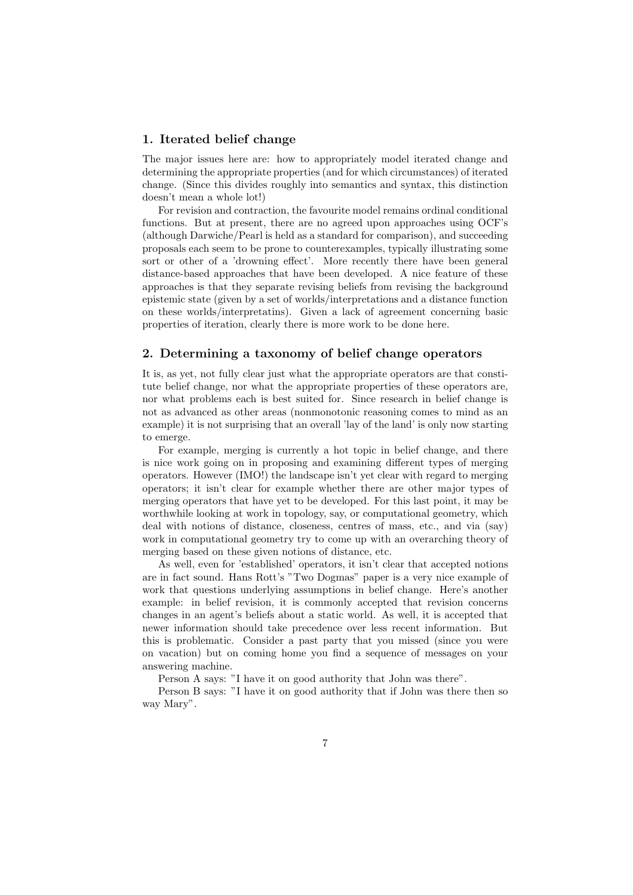## 1. Iterated belief change

The major issues here are: how to appropriately model iterated change and determining the appropriate properties (and for which circumstances) of iterated change. (Since this divides roughly into semantics and syntax, this distinction doesn't mean a whole lot!)

For revision and contraction, the favourite model remains ordinal conditional functions. But at present, there are no agreed upon approaches using OCF's (although Darwiche/Pearl is held as a standard for comparison), and succeeding proposals each seem to be prone to counterexamples, typically illustrating some sort or other of a 'drowning effect'. More recently there have been general distance-based approaches that have been developed. A nice feature of these approaches is that they separate revising beliefs from revising the background epistemic state (given by a set of worlds/interpretations and a distance function on these worlds/interpretatins). Given a lack of agreement concerning basic properties of iteration, clearly there is more work to be done here.

## 2. Determining a taxonomy of belief change operators

It is, as yet, not fully clear just what the appropriate operators are that constitute belief change, nor what the appropriate properties of these operators are, nor what problems each is best suited for. Since research in belief change is not as advanced as other areas (nonmonotonic reasoning comes to mind as an example) it is not surprising that an overall 'lay of the land' is only now starting to emerge.

For example, merging is currently a hot topic in belief change, and there is nice work going on in proposing and examining different types of merging operators. However (IMO!) the landscape isn't yet clear with regard to merging operators; it isn't clear for example whether there are other major types of merging operators that have yet to be developed. For this last point, it may be worthwhile looking at work in topology, say, or computational geometry, which deal with notions of distance, closeness, centres of mass, etc., and via (say) work in computational geometry try to come up with an overarching theory of merging based on these given notions of distance, etc.

As well, even for 'established' operators, it isn't clear that accepted notions are in fact sound. Hans Rott's "Two Dogmas" paper is a very nice example of work that questions underlying assumptions in belief change. Here's another example: in belief revision, it is commonly accepted that revision concerns changes in an agent's beliefs about a static world. As well, it is accepted that newer information should take precedence over less recent information. But this is problematic. Consider a past party that you missed (since you were on vacation) but on coming home you find a sequence of messages on your answering machine.

Person A says: "I have it on good authority that John was there".

Person B says: "I have it on good authority that if John was there then so way Mary".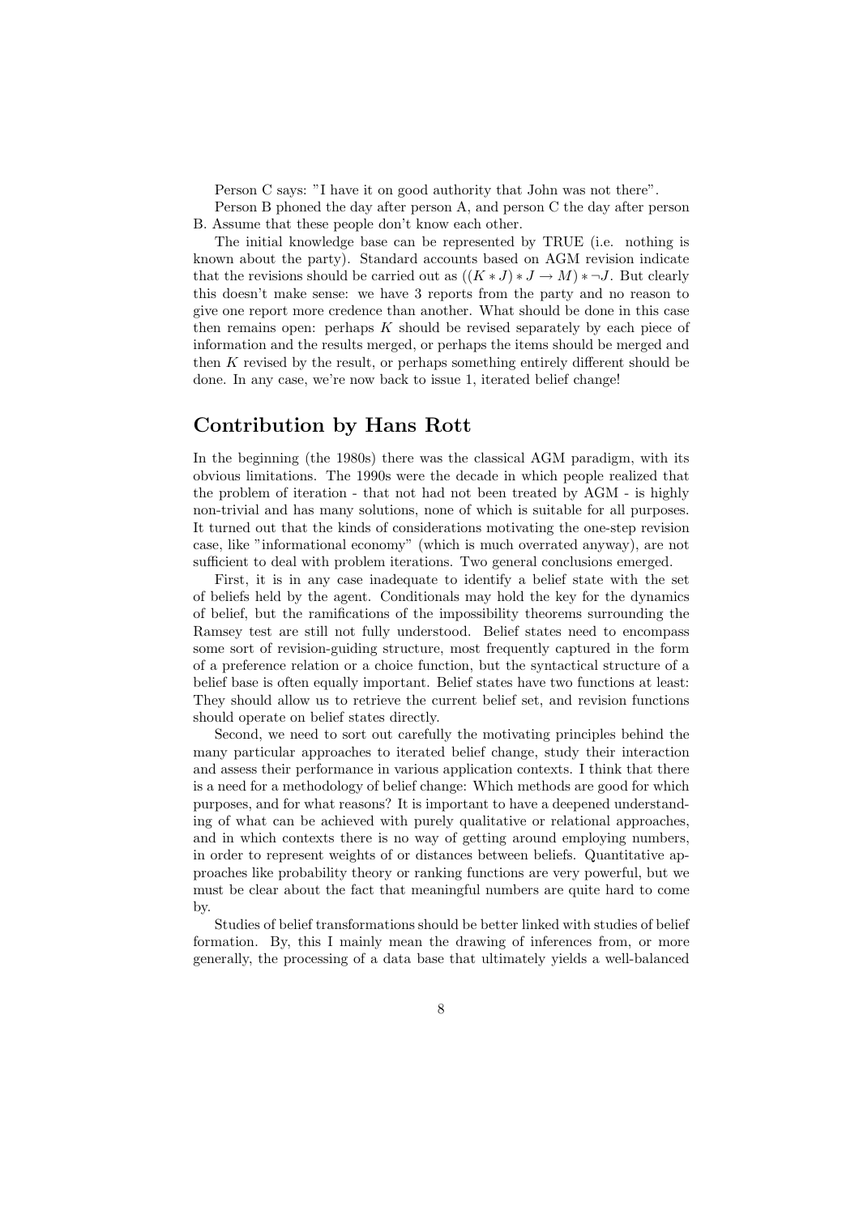Person C says: "I have it on good authority that John was not there".

Person B phoned the day after person A, and person C the day after person B. Assume that these people don't know each other.

The initial knowledge base can be represented by TRUE (i.e. nothing is known about the party). Standard accounts based on AGM revision indicate that the revisions should be carried out as $((K * J) * J \rightarrow M) * \neg J$. But clearly this doesn't make sense: we have 3 reports from the party and no reason to give one report more credence than another. What should be done in this case then remains open: perhaps $K$ should be revised separately by each piece of information and the results merged, or perhaps the items should be merged and then $K$ revised by the result, or perhaps something entirely different should be done. In any case, we're now back to issue 1, iterated belief change!

## Contribution by Hans Rott

In the beginning (the 1980s) there was the classical AGM paradigm, with its obvious limitations. The 1990s were the decade in which people realized that the problem of iteration - that not had not been treated by AGM - is highly non-trivial and has many solutions, none of which is suitable for all purposes. It turned out that the kinds of considerations motivating the one-step revision case, like "informational economy" (which is much overrated anyway), are not sufficient to deal with problem iterations. Two general conclusions emerged.

First, it is in any case inadequate to identify a belief state with the set of beliefs held by the agent. Conditionals may hold the key for the dynamics of belief, but the ramifications of the impossibility theorems surrounding the Ramsey test are still not fully understood. Belief states need to encompass some sort of revision-guiding structure, most frequently captured in the form of a preference relation or a choice function, but the syntactical structure of a belief base is often equally important. Belief states have two functions at least: They should allow us to retrieve the current belief set, and revision functions should operate on belief states directly.

Second, we need to sort out carefully the motivating principles behind the many particular approaches to iterated belief change, study their interaction and assess their performance in various application contexts. I think that there is a need for a methodology of belief change: Which methods are good for which purposes, and for what reasons? It is important to have a deepened understanding of what can be achieved with purely qualitative or relational approaches, and in which contexts there is no way of getting around employing numbers, in order to represent weights of or distances between beliefs. Quantitative approaches like probability theory or ranking functions are very powerful, but we must be clear about the fact that meaningful numbers are quite hard to come by.

Studies of belief transformations should be better linked with studies of belief formation. By, this I mainly mean the drawing of inferences from, or more generally, the processing of a data base that ultimately yields a well-balanced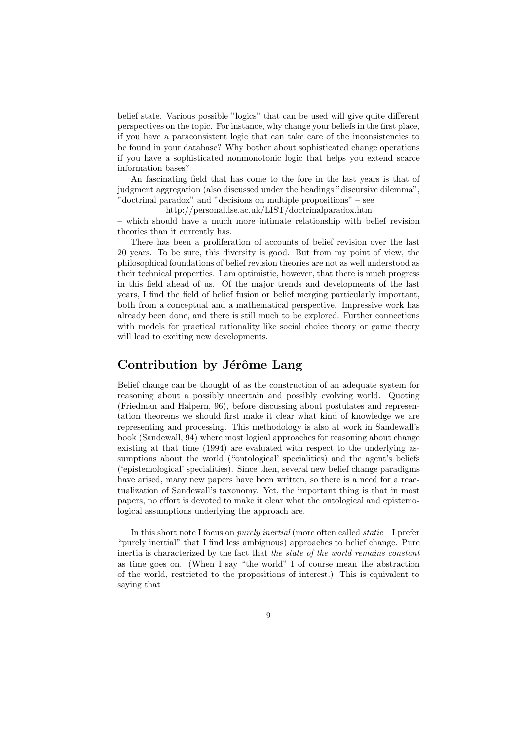belief state. Various possible "logics" that can be used will give quite different perspectives on the topic. For instance, why change your beliefs in the first place, if you have a paraconsistent logic that can take care of the inconsistencies to be found in your database? Why bother about sophisticated change operations if you have a sophisticated nonmonotonic logic that helps you extend scarce information bases?

An fascinating field that has come to the fore in the last years is that of judgment aggregation (also discussed under the headings "discursive dilemma", "doctrinal paradox" and "decisions on multiple propositions" – see

http://personal.lse.ac.uk/LIST/doctrinalparadox.htm

– which should have a much more intimate relationship with belief revision theories than it currently has.

There has been a proliferation of accounts of belief revision over the last 20 years. To be sure, this diversity is good. But from my point of view, the philosophical foundations of belief revision theories are not as well understood as their technical properties. I am optimistic, however, that there is much progress in this field ahead of us. Of the major trends and developments of the last years, I find the field of belief fusion or belief merging particularly important, both from a conceptual and a mathematical perspective. Impressive work has already been done, and there is still much to be explored. Further connections with models for practical rationality like social choice theory or game theory will lead to exciting new developments.

## Contribution by Jérôme Lang

Belief change can be thought of as the construction of an adequate system for reasoning about a possibly uncertain and possibly evolving world. Quoting (Friedman and Halpern, 96), before discussing about postulates and representation theorems we should first make it clear what kind of knowledge we are representing and processing. This methodology is also at work in Sandewall's book (Sandewall, 94) where most logical approaches for reasoning about change existing at that time (1994) are evaluated with respect to the underlying assumptions about the world ("ontological' specialities) and the agent's beliefs ('epistemological' specialities). Since then, several new belief change paradigms have arisen, many new papers have been written, so there is a need for a reactualization of Sandewall's taxonomy. Yet, the important thing is that in most papers, no effort is devoted to make it clear what the ontological and epistemological assumptions underlying the approach are.

In this short note I focus on *purely inertial* (more often called *static* – I prefer "purely inertial" that I find less ambiguous) approaches to belief change. Pure inertia is characterized by the fact that *the state of the world remains constant* as time goes on. (When I say "the world" I of course mean the abstraction of the world, restricted to the propositions of interest.) This is equivalent to saying that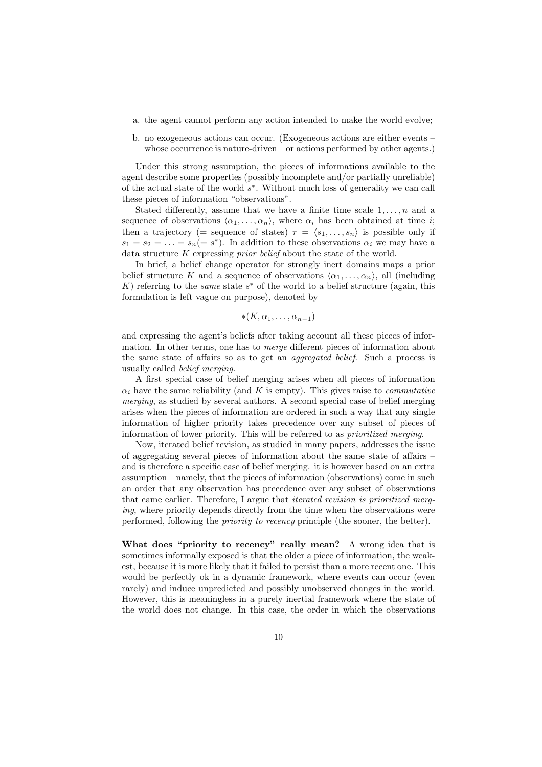a. the agent cannot perform any action intended to make the world evolve;

b. no exogeneous actions can occur. (Exogeneous actions are either events – whose occurrence is nature-driven – or actions performed by other agents.)

Under this strong assumption, the pieces of informations available to the agent describe some properties (possibly incomplete and/or partially unreliable) of the actual state of the world $s^*$. Without much loss of generality we can call these pieces of information "observations".

Stated differently, assume that we have a finite time scale $1, \ldots, n$ and a sequence of observations $\langle \alpha_1, \ldots, \alpha_n \rangle$, where $\alpha_i$ has been obtained at time $i$; then a trajectory (= sequence of states) $\tau = \langle s_1, \ldots, s_n \rangle$ is possible only if $s_1 = s_2 = \ldots = s_n (= s^*)$. In addition to these observations $\alpha_i$ we may have a data structure $K$ expressing *prior belief* about the state of the world.

In brief, a belief change operator for strongly inert domains maps a prior belief structure $K$ and a sequence of observations $\langle \alpha_1, \ldots, \alpha_n \rangle$, all (including $K$) referring to the *same* state $s^*$ of the world to a belief structure (again, this formulation is left vague on purpose), denoted by

$$*(K, \alpha_1, \ldots, \alpha_{n-1})$$

and expressing the agent's beliefs after taking account all these pieces of information. In other terms, one has to *merge* different pieces of information about the same state of affairs so as to get an *aggregated belief*. Such a process is usually called *belief merging*.

A first special case of belief merging arises when all pieces of information $\alpha_i$ have the same reliability (and $K$ is empty). This gives raise to *commutative merging*, as studied by several authors. A second special case of belief merging arises when the pieces of information are ordered in such a way that any single information of higher priority takes precedence over any subset of pieces of information of lower priority. This will be referred to as *prioritized merging*.

Now, iterated belief revision, as studied in many papers, addresses the issue of aggregating several pieces of information about the same state of affairs – and is therefore a specific case of belief merging. it is however based on an extra assumption – namely, that the pieces of information (observations) come in such an order that any observation has precedence over any subset of observations that came earlier. Therefore, I argue that *iterated revision is prioritized merging*, where priority depends directly from the time when the observations were performed, following the *priority to recency* principle (the sooner, the better).

**What does "priority to recency" really mean?** A wrong idea that is sometimes informally exposed is that the older a piece of information, the weakest, because it is more likely that it failed to persist than a more recent one. This would be perfectly ok in a dynamic framework, where events can occur (even rarely) and induce unpredicted and possibly unobserved changes in the world. However, this is meaningless in a purely inertial framework where the state of the world does not change. In this case, the order in which the observations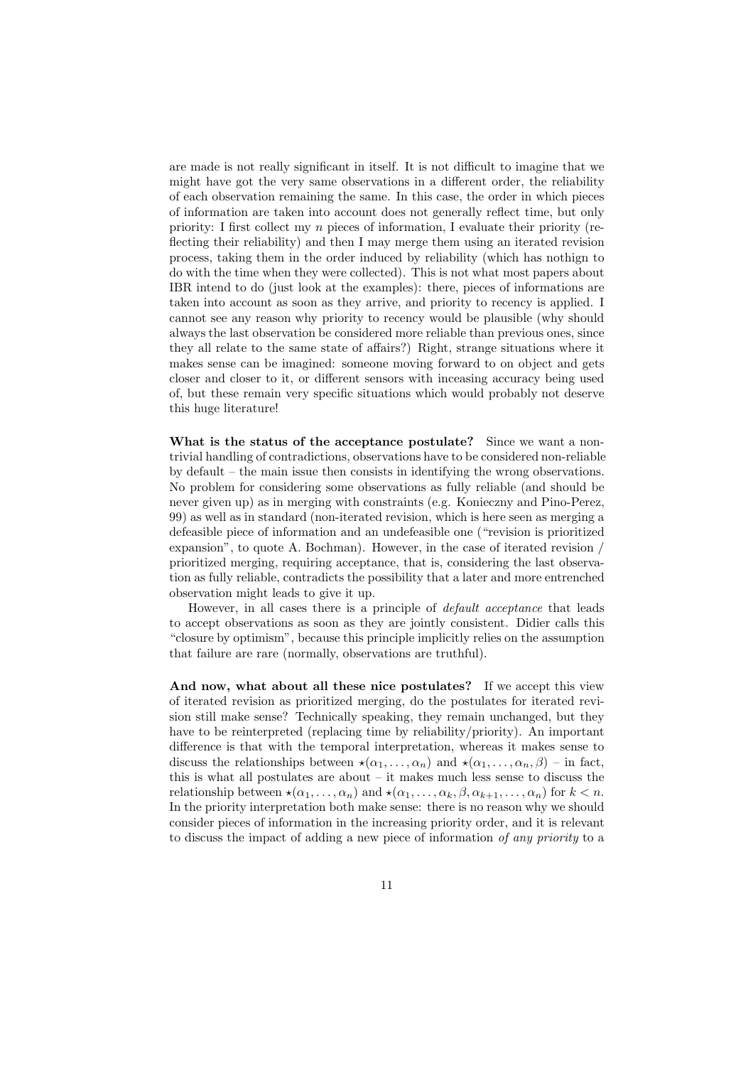are made is not really significant in itself. It is not difficult to imagine that we might have got the very same observations in a different order, the reliability of each observation remaining the same. In this case, the order in which pieces of information are taken into account does not generally reflect time, but only priority: I first collect my $n$ pieces of information, I evaluate their priority (reflecting their reliability) and then I may merge them using an iterated revision process, taking them in the order induced by reliability (which has nothign to do with the time when they were collected). This is not what most papers about IBR intend to do (just look at the examples): there, pieces of informations are taken into account as soon as they arrive, and priority to recency is applied. I cannot see any reason why priority to recency would be plausible (why should always the last observation be considered more reliable than previous ones, since they all relate to the same state of affairs?) Right, strange situations where it makes sense can be imagined: someone moving forward to on object and gets closer and closer to it, or different sensors with inceasing accuracy being used of, but these remain very specific situations which would probably not deserve this huge literature!

**What is the status of the acceptance postulate?** Since we want a non-trivial handling of contradictions, observations have to be considered non-reliable by default – the main issue then consists in identifying the wrong observations. No problem for considering some observations as fully reliable (and should be never given up) as in merging with constraints (e.g. Konieczny and Pino-Perez, 99) as well as in standard (non-iterated revision, which is here seen as merging a defeasible piece of information and an undefeasible one ("revision is prioritized expansion", to quote A. Bochman). However, in the case of iterated revision / prioritized merging, requiring acceptance, that is, considering the last observation as fully reliable, contradicts the possibility that a later and more entrenched observation might leads to give it up.

However, in all cases there is a principle of *default acceptance* that leads to accept observations as soon as they are jointly consistent. Didier calls this "closure by optimism", because this principle implicitly relies on the assumption that failure are rare (normally, observations are truthful).

**And now, what about all these nice postulates?** If we accept this view of iterated revision as prioritized merging, do the postulates for iterated revision still make sense? Technically speaking, they remain unchanged, but they have to be reinterpreted (replacing time by reliability/priority). An important difference is that with the temporal interpretation, whereas it makes sense to discuss the relationships between $\star(\alpha_1, \ldots, \alpha_n)$ and $\star(\alpha_1, \ldots, \alpha_n, \beta)$ – in fact, this is what all postulates are about – it makes much less sense to discuss the relationship between $\star(\alpha_1, \ldots, \alpha_n)$ and $\star(\alpha_1, \ldots, \alpha_k, \beta, \alpha_{k+1}, \ldots, \alpha_n)$ for $k < n$. In the priority interpretation both make sense: there is no reason why we should consider pieces of information in the increasing priority order, and it is relevant to discuss the impact of adding a new piece of information *of any priority* to a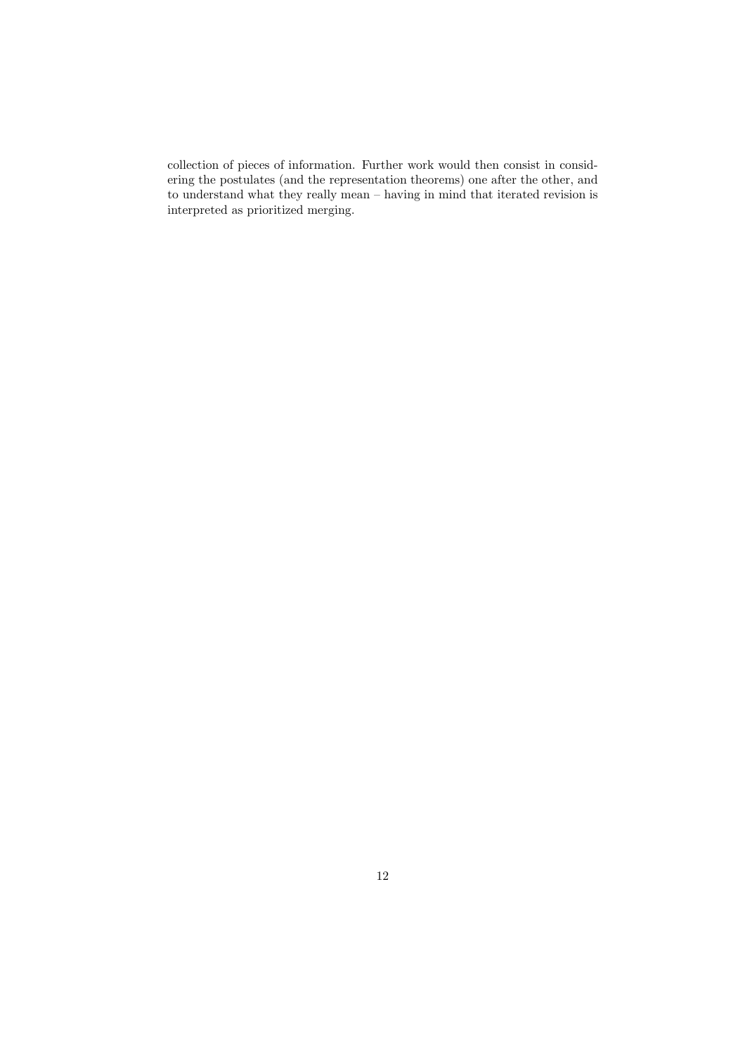collection of pieces of information. Further work would then consist in considering the postulates (and the representation theorems) one after the other, and to understand what they really mean – having in mind that iterated revision is interpreted as prioritized merging.